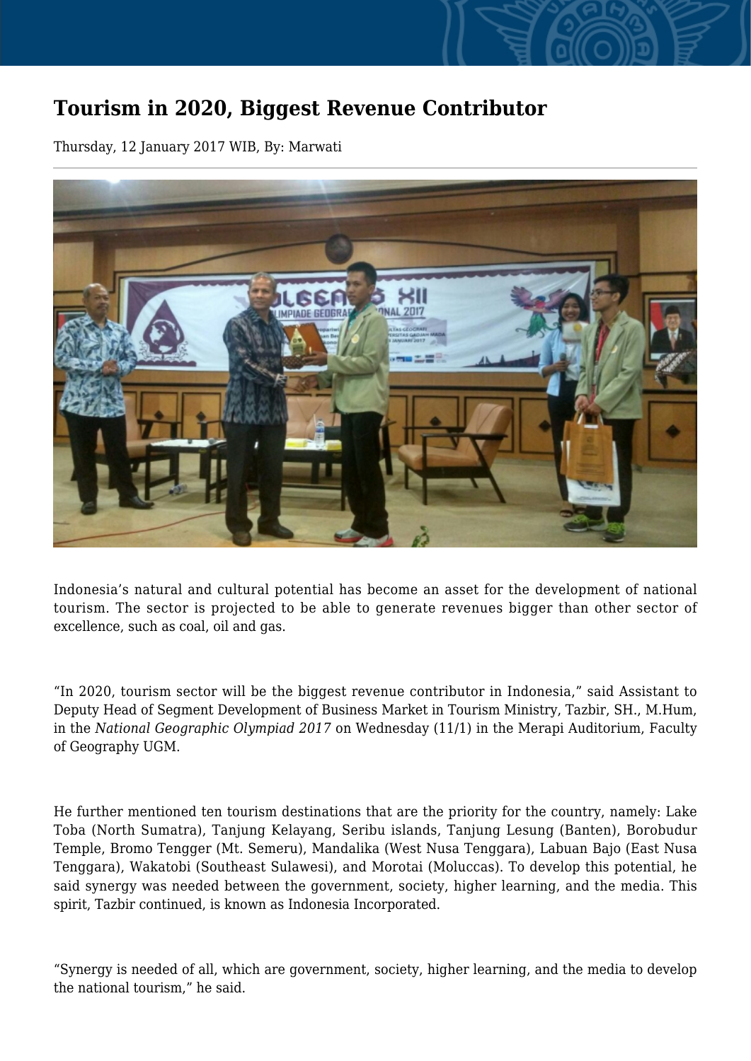# Tourism in 2020, Biggest Revenue Contributor

Thursday, 12 January 2017 WIB, By: Marwati

Indonesia's natural and cultural potential has become an asset for the development of national tourism. The sector is projected to be able to generate revenues bigger than other sector of excellence, such as coal, oil and gas.

"In 2020, tourism sector will be the biggest revenue contributor in Indonesia," said Assistant to Deputy Head of Segment Development of Business Market in Tourism Ministry, Tazbir, SH., M.Hum, in the *National Geographic Olympiad 2017* on Wednesday (11/1) in the Merapi Auditorium, Faculty of Geography UGM.

He further mentioned ten tourism destinations that are the priority for the country, namely: Lake Toba (North Sumatra), Tanjung Kelayang, Seribu islands, Tanjung Lesung (Banten), Borobudur Temple, Bromo Tengger (Mt. Semeru), Mandalika (West Nusa Tenggara), Labuan Bajo (East Nusa Tenggara), Wakatobi (Southeast Sulawesi), and Morotai (Moluccas). To develop this potential, he said synergy was needed between the government, society, higher learning, and the media. This spirit, Tazbir continued, is known as Indonesia Incorporated.

"Synergy is needed of all, which are government, society, higher learning, and the media to develop the national tourism," he said.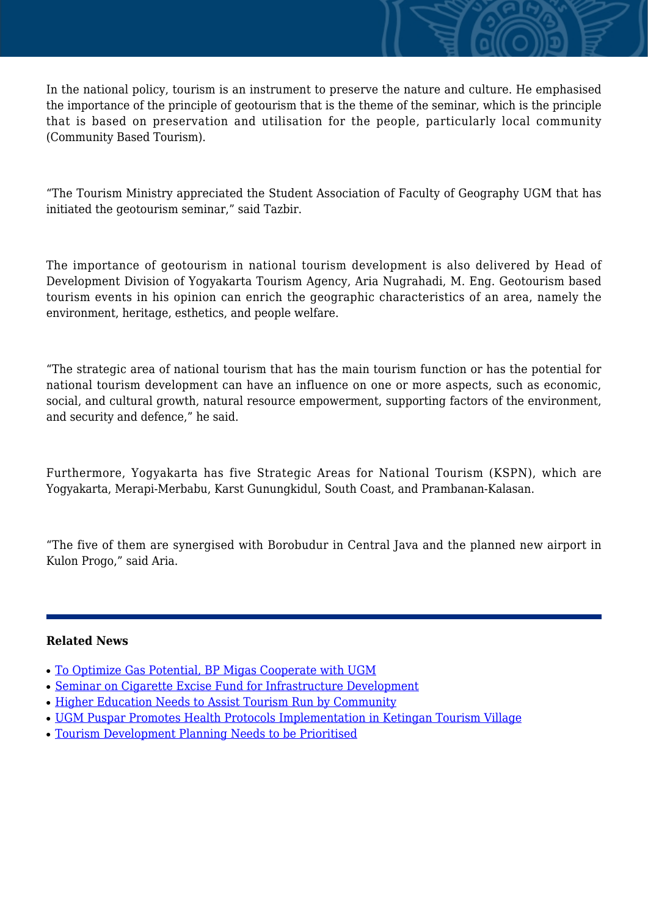In the national policy, tourism is an instrument to preserve the nature and culture. He emphasised the importance of the principle of geotourism that is the theme of the seminar, which is the principle that is based on preservation and utilisation for the people, particularly local community (Community Based Tourism).

“The Tourism Ministry appreciated the Student Association of Faculty of Geography UGM that has initiated the geotourism seminar,” said Tazbir.

The importance of geotourism in national tourism development is also delivered by Head of Development Division of Yogyakarta Tourism Agency, Aria Nugrahadi, M. Eng. Geotourism based tourism events in his opinion can enrich the geographic characteristics of an area, namely the environment, heritage, esthetics, and people welfare.

“The strategic area of national tourism that has the main tourism function or has the potential for national tourism development can have an influence on one or more aspects, such as economic, social, and cultural growth, natural resource empowerment, supporting factors of the environment, and security and defence,” he said.

Furthermore, Yogyakarta has five Strategic Areas for National Tourism (KSPN), which are Yogyakarta, Merapi-Merbabu, Karst Gunungkidul, South Coast, and Prambanan-Kalasan.

“The five of them are synergised with Borobudur in Central Java and the planned new airport in Kulon Progo,” said Aria.

---

**Related News**

- To Optimize Gas Potential, BP Migas Cooperate with UGM
- Seminar on Cigarette Excise Fund for Infrastructure Development
- Higher Education Needs to Assist Tourism Run by Community
- UGM Puspar Promotes Health Protocols Implementation in Ketingan Tourism Village
- Tourism Development Planning Needs to be Prioritised